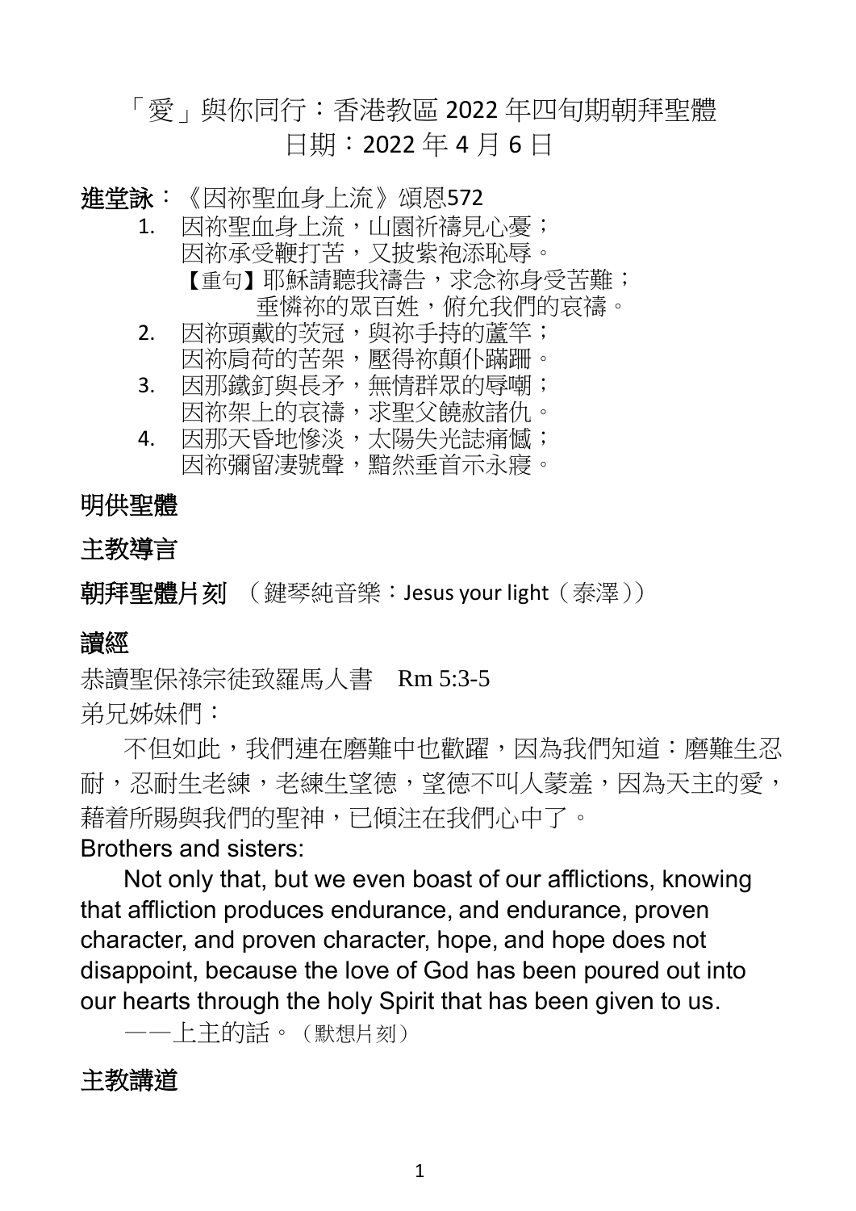# 「愛」與你同行：香港教區 2022 年四旬期朝拜聖體
# 日期：2022 年 4 月 6 日

**進堂詠**：《因祢聖血身上流》頌恩572

1. 因祢聖血身上流，山園祈禱見心憂；
   因祢承受鞭打苦，又披紫袍添恥辱。
   【重句】耶穌請聽我禱告，求念祢身受苦難；
   垂憐祢的眾百姓，俯允我們的哀禱。
2. 因祢頭戴的茨冠，與祢手持的蘆竿；
   因祢肩荷的苦架，壓得祢顛仆蹣跚。
3. 因那鐵釘與長矛，無情群眾的辱嘲；
   因祢架上的哀禱，求聖父饒赦諸仇。
4. 因那天昏地慘淡，太陽失光誌痛憾；
   因祢彌留淒號聲，黯然垂首示永寢。

## 明供聖體

## 主教導言

**朝拜聖體片刻** （鍵琴純音樂：Jesus your light（泰澤））

## 讀經

恭讀聖保祿宗徒致羅馬人書　Rm 5:3-5

弟兄姊妹們：

　　不但如此，我們連在磨難中也歡躍，因為我們知道：磨難生忍耐，忍耐生老練，老練生望德，望德不叫人蒙羞，因為天主的愛，藉着所賜與我們的聖神，已傾注在我們心中了。

Brothers and sisters:

　　Not only that, but we even boast of our afflictions, knowing that affliction produces endurance, and endurance, proven character, and proven character, hope, and hope does not disappoint, because the love of God has been poured out into our hearts through the holy Spirit that has been given to us.

　　——上主的話。（默想片刻）

## 主教講道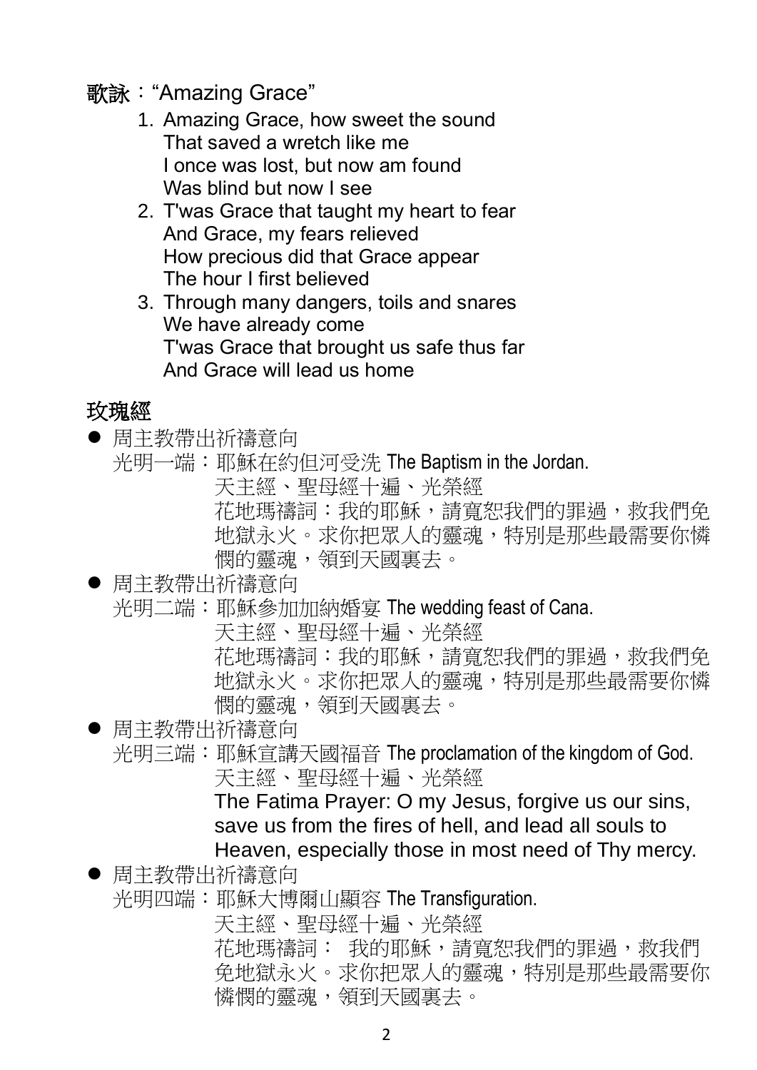**歌詠**："Amazing Grace"

1. Amazing Grace, how sweet the sound  
   That saved a wretch like me  
   I once was lost, but now am found  
   Was blind but now I see
2. T'was Grace that taught my heart to fear  
   And Grace, my fears relieved  
   How precious did that Grace appear  
   The hour I first believed
3. Through many dangers, toils and snares  
   We have already come  
   T'was Grace that brought us safe thus far  
   And Grace will lead us home

## 玫瑰經

- 周主教帶出祈禱意向  
  光明一端：耶穌在約但河受洗 The Baptism in the Jordan.  
  天主經、聖母經十遍、光榮經  
  花地瑪禱詞：我的耶穌，請寬恕我們的罪過，救我們免地獄永火。求你把眾人的靈魂，特別是那些最需要你憐憫的靈魂，領到天國裏去。
- 周主教帶出祈禱意向  
  光明二端：耶穌參加加納婚宴 The wedding feast of Cana.  
  天主經、聖母經十遍、光榮經  
  花地瑪禱詞：我的耶穌，請寬恕我們的罪過，救我們免地獄永火。求你把眾人的靈魂，特別是那些最需要你憐憫的靈魂，領到天國裏去。
- 周主教帶出祈禱意向  
  光明三端：耶穌宣講天國福音 The proclamation of the kingdom of God.  
  天主經、聖母經十遍、光榮經  
  The Fatima Prayer: O my Jesus, forgive us our sins, save us from the fires of hell, and lead all souls to Heaven, especially those in most need of Thy mercy.
- 周主教帶出祈禱意向  
  光明四端：耶穌大博爾山顯容 The Transfiguration.  
  天主經、聖母經十遍、光榮經  
  花地瑪禱詞： 我的耶穌，請寬恕我們的罪過，救我們免地獄永火。求你把眾人的靈魂，特別是那些最需要你憐憫的靈魂，領到天國裏去。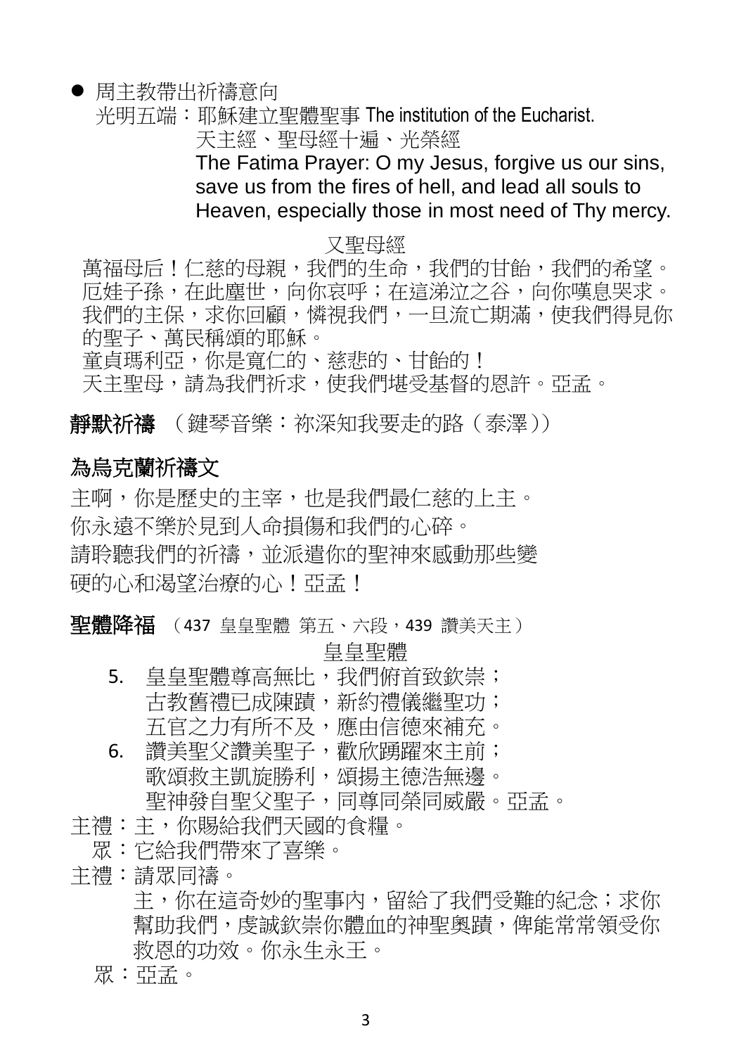- 周主教帶出祈禱意向

  光明五端：耶穌建立聖體聖事 The institution of the Eucharist.

  天主經、聖母經十遍、光榮經

  The Fatima Prayer: O my Jesus, forgive us our sins, save us from the fires of hell, and lead all souls to Heaven, especially those in most need of Thy mercy.

又聖母經

萬福母后！仁慈的母親，我們的生命，我們的甘飴，我們的希望。厄娃子孫，在此塵世，向你哀呼；在這涕泣之谷，向你嘆息哭求。我們的主保，求你回顧，憐視我們，一旦流亡期滿，使我們得見你的聖子、萬民稱頌的耶穌。

童貞瑪利亞，你是寬仁的、慈悲的、甘飴的！

天主聖母，請為我們祈求，使我們堪受基督的恩許。亞孟。

**靜默祈禱** （鍵琴音樂：祢深知我要走的路（泰澤））

## 為烏克蘭祈禱文

主啊，你是歷史的主宰，也是我們最仁慈的上主。

你永遠不樂於見到人命損傷和我們的心碎。

請聆聽我們的祈禱，並派遣你的聖神來感動那些變硬的心和渴望治療的心！亞孟！

**聖體降福** （437 皇皇聖體 第五、六段，439 讚美天主）

皇皇聖體

5. 皇皇聖體尊高無比，我們俯首致欽崇；
   古教舊禮已成陳蹟，新約禮儀繼聖功；
   五官之力有所不及，應由信德來補充。
6. 讚美聖父讚美聖子，歡欣踴躍來主前；
   歌頌救主凱旋勝利，頌揚主德浩無邊。
   聖神發自聖父聖子，同尊同榮同威嚴。亞孟。

主禮：主，你賜給我們天國的食糧。

眾：它給我們帶來了喜樂。

主禮：請眾同禱。

主，你在這奇妙的聖事內，留給了我們受難的紀念；求你幫助我們，虔誠欽崇你體血的神聖奧蹟，俾能常常領受你救恩的功效。你永生永王。

眾：亞孟。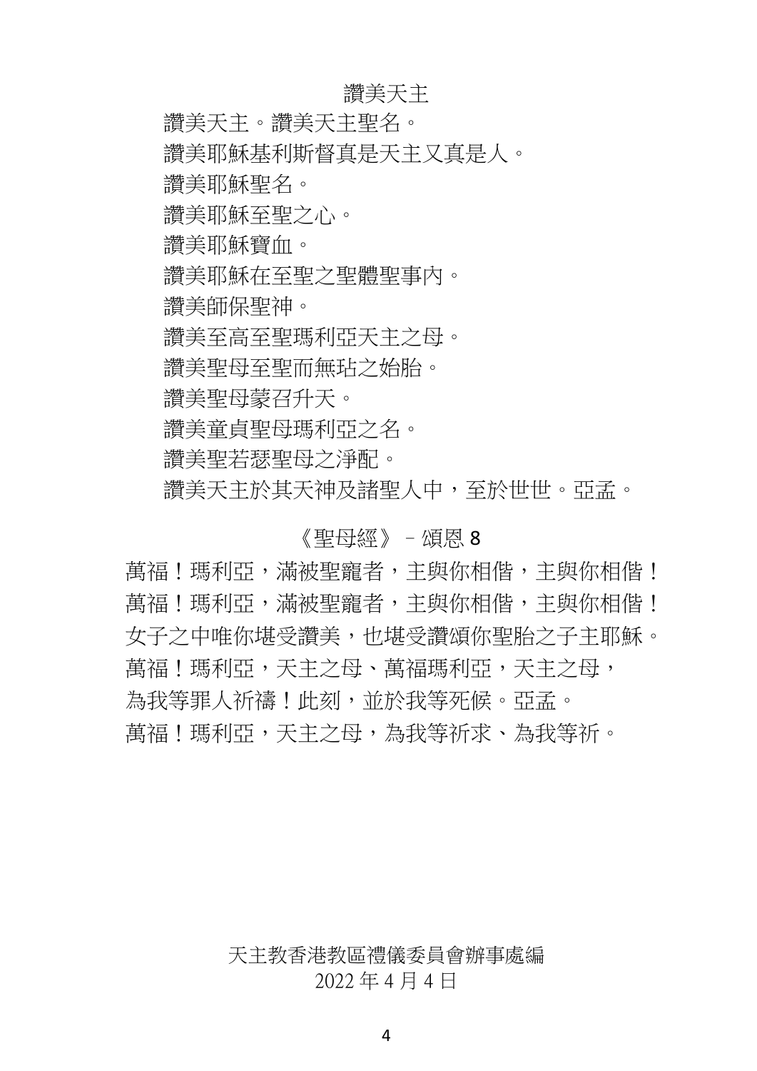## 讚美天主

讚美天主。讚美天主聖名。

讚美耶穌基利斯督真是天主又真是人。

讚美耶穌聖名。

讚美耶穌至聖之心。

讚美耶穌寶血。

讚美耶穌在至聖之聖體聖事內。

讚美師保聖神。

讚美至高至聖瑪利亞天主之母。

讚美聖母至聖而無玷之始胎。

讚美聖母蒙召升天。

讚美童貞聖母瑪利亞之名。

讚美聖若瑟聖母之淨配。

讚美天主於其天神及諸聖人中，至於世世。亞孟。

## 《聖母經》－頌恩 8

萬福！瑪利亞，滿被聖寵者，主與你相偕，主與你相偕！
萬福！瑪利亞，滿被聖寵者，主與你相偕，主與你相偕！
女子之中唯你堪受讚美，也堪受讚頌你聖胎之子主耶穌。
萬福！瑪利亞，天主之母、萬福瑪利亞，天主之母，
為我等罪人祈禱！此刻，並於我等死候。亞孟。
萬福！瑪利亞，天主之母，為我等祈求、為我等祈。

天主教香港教區禮儀委員會辦事處編
2022 年 4 月 4 日